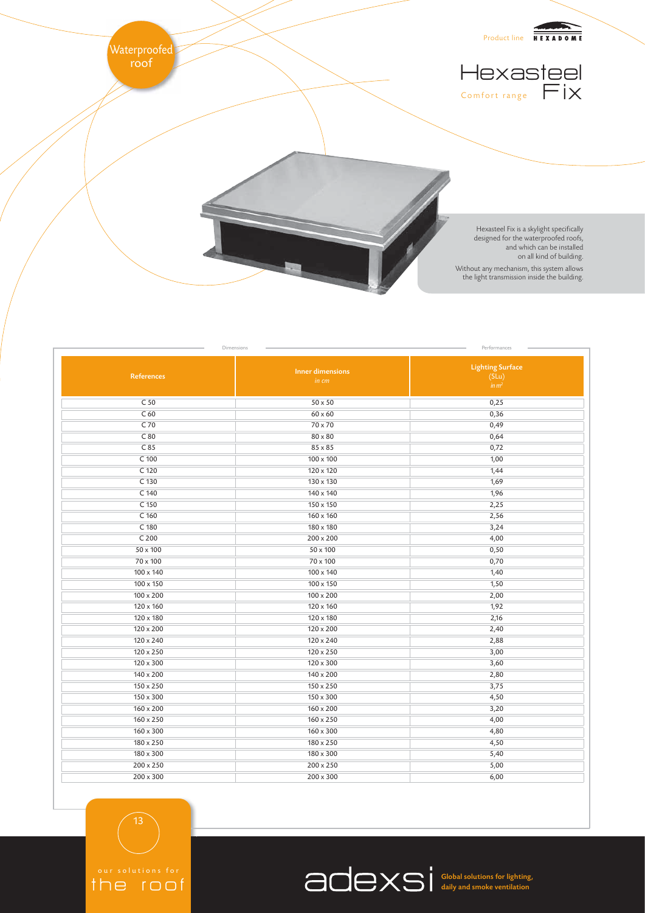Waterproofed roof

Product line HEXADOME

# Hexasteel Fix

Comfort range

Hexasteel Fix is a skylight specifically designed for the waterproofed roofs, and which can be installed on all kind of building.

Without any mechanism, this system allows the light transmission inside the building.

| Dimensions | | Performances |
|---|---|---|
| **References** | **Inner dimensions** *in cm* | **Lighting Surface** (SLu) *in $m^2$* |
| C 50 | 50 x 50 | 0,25 |
| C 60 | 60 x 60 | 0,36 |
| C 70 | 70 x 70 | 0,49 |
| C 80 | 80 x 80 | 0,64 |
| C 85 | 85 x 85 | 0,72 |
| C 100 | 100 x 100 | 1,00 |
| C 120 | 120 x 120 | 1,44 |
| C 130 | 130 x 130 | 1,69 |
| C 140 | 140 x 140 | 1,96 |
| C 150 | 150 x 150 | 2,25 |
| C 160 | 160 x 160 | 2,56 |
| C 180 | 180 x 180 | 3,24 |
| C 200 | 200 x 200 | 4,00 |
| 50 x 100 | 50 x 100 | 0,50 |
| 70 x 100 | 70 x 100 | 0,70 |
| 100 x 140 | 100 x 140 | 1,40 |
| 100 x 150 | 100 x 150 | 1,50 |
| 100 x 200 | 100 x 200 | 2,00 |
| 120 x 160 | 120 x 160 | 1,92 |
| 120 x 180 | 120 x 180 | 2,16 |
| 120 x 200 | 120 x 200 | 2,40 |
| 120 x 240 | 120 x 240 | 2,88 |
| 120 x 250 | 120 x 250 | 3,00 |
| 120 x 300 | 120 x 300 | 3,60 |
| 140 x 200 | 140 x 200 | 2,80 |
| 150 x 250 | 150 x 250 | 3,75 |
| 150 x 300 | 150 x 300 | 4,50 |
| 160 x 200 | 160 x 200 | 3,20 |
| 160 x 250 | 160 x 250 | 4,00 |
| 160 x 300 | 160 x 300 | 4,80 |
| 180 x 250 | 180 x 250 | 4,50 |
| 180 x 300 | 180 x 300 | 5,40 |
| 200 x 250 | 200 x 250 | 5,00 |
| 200 x 300 | 200 x 300 | 6,00 |

our solutions for the roof

adexsi Global solutions for lighting, daily and smoke ventilation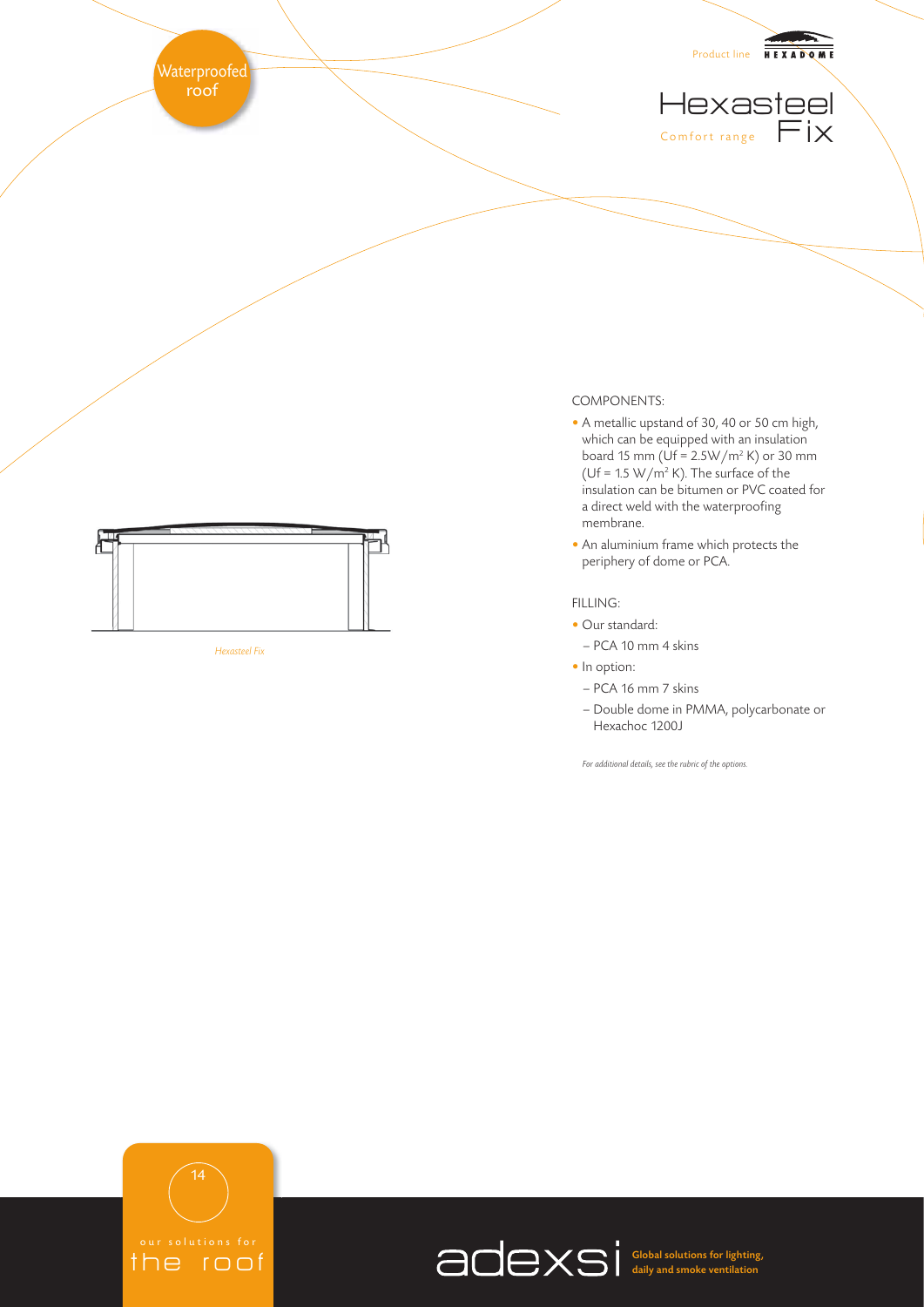Waterproofed roof

Product line HEXADOME

# Hexasteel Fix

Comfort range

Hexasteel Fix

COMPONENTS:

- A metallic upstand of 30, 40 or 50 cm high, which can be equipped with an insulation board 15 mm ($Uf = 2.5W/m^2 K$) or 30 mm ($Uf = 1.5 W/m^2 K$). The surface of the insulation can be bitumen or PVC coated for a direct weld with the waterproofing membrane.
- An aluminium frame which protects the periphery of dome or PCA.

FILLING:

- Our standard:
  - PCA 10 mm 4 skins
- In option:
  - PCA 16 mm 7 skins
  - Double dome in PMMA, polycarbonate or Hexachoc 1200J

*For additional details, see the rubric of the options.*

our solutions for the roof

adexsi Global solutions for lighting, daily and smoke ventilation